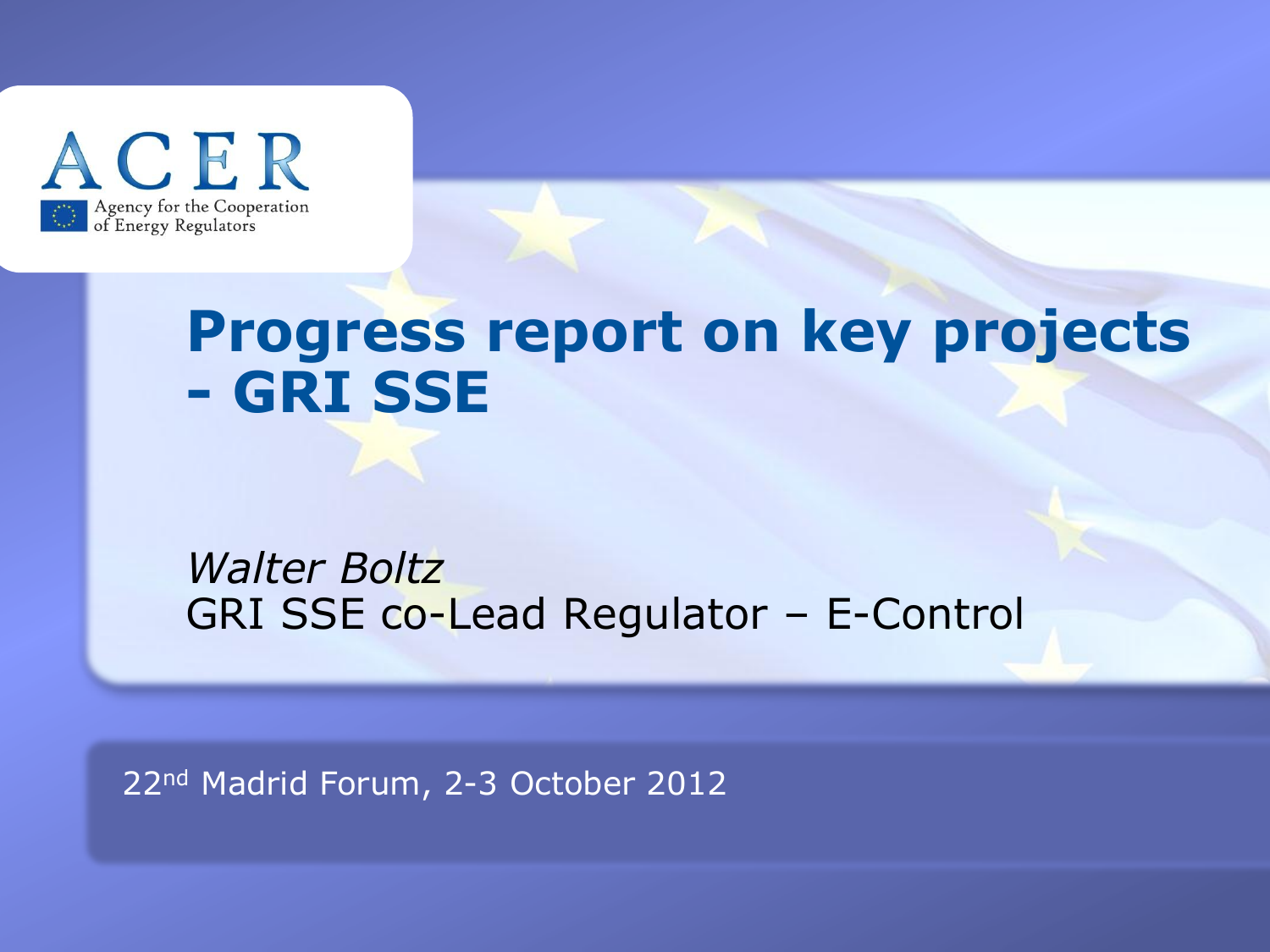ACER

Agency for the Cooperation of Energy Regulators

# Progress report on key projects - GRI SSE

*Walter Boltz*

GRI SSE co-Lead Regulator – E-Control

22nd Madrid Forum, 2-3 October 2012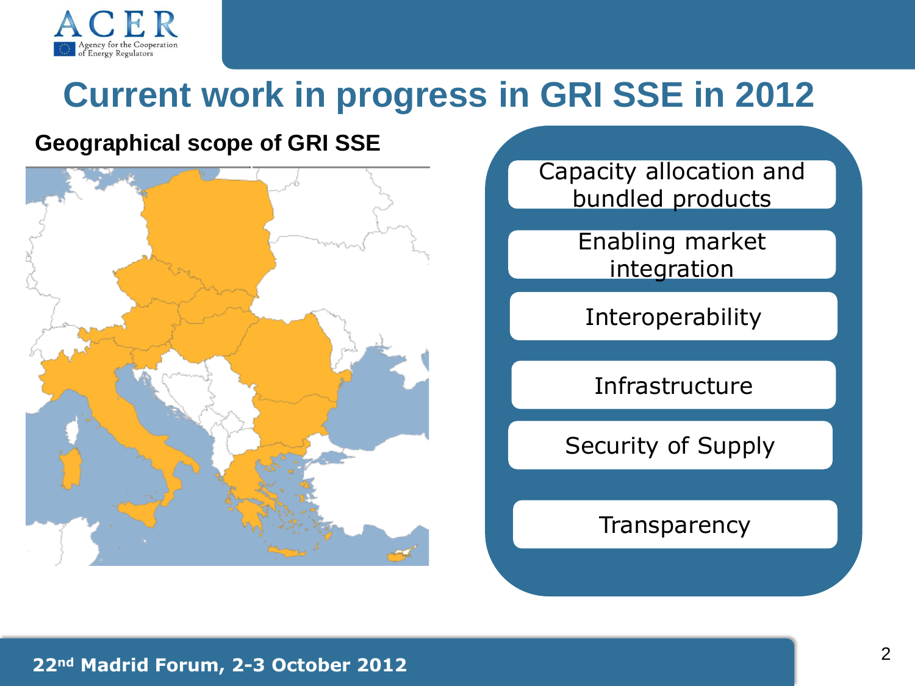# Current work in progress in GRI SSE in 2012

**Geographical scope of GRI SSE**

- Capacity allocation and bundled products
- Enabling market integration
- Interoperability
- Infrastructure
- Security of Supply
- Transparency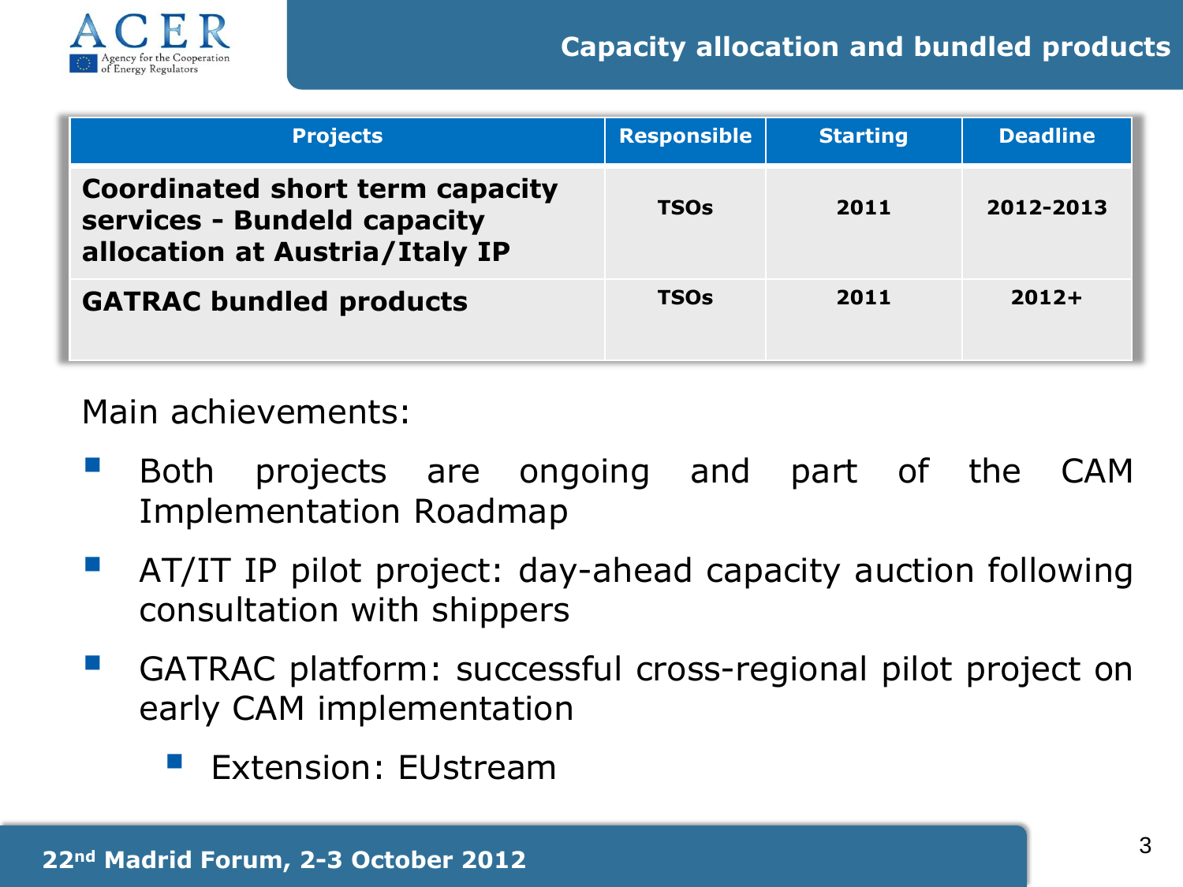# Capacity allocation and bundled products

| Projects | Responsible | Starting | Deadline |
| --- | --- | --- | --- |
| **Coordinated short term capacity services - Bundeld capacity allocation at Austria/Italy IP** | TSOs | 2011 | 2012-2013 |
| **GATRAC bundled products** | TSOs | 2011 | 2012+ |

Main achievements:

- Both projects are ongoing and part of the CAM Implementation Roadmap
- AT/IT IP pilot project: day-ahead capacity auction following consultation with shippers
- GATRAC platform: successful cross-regional pilot project on early CAM implementation
  - Extension: EUstream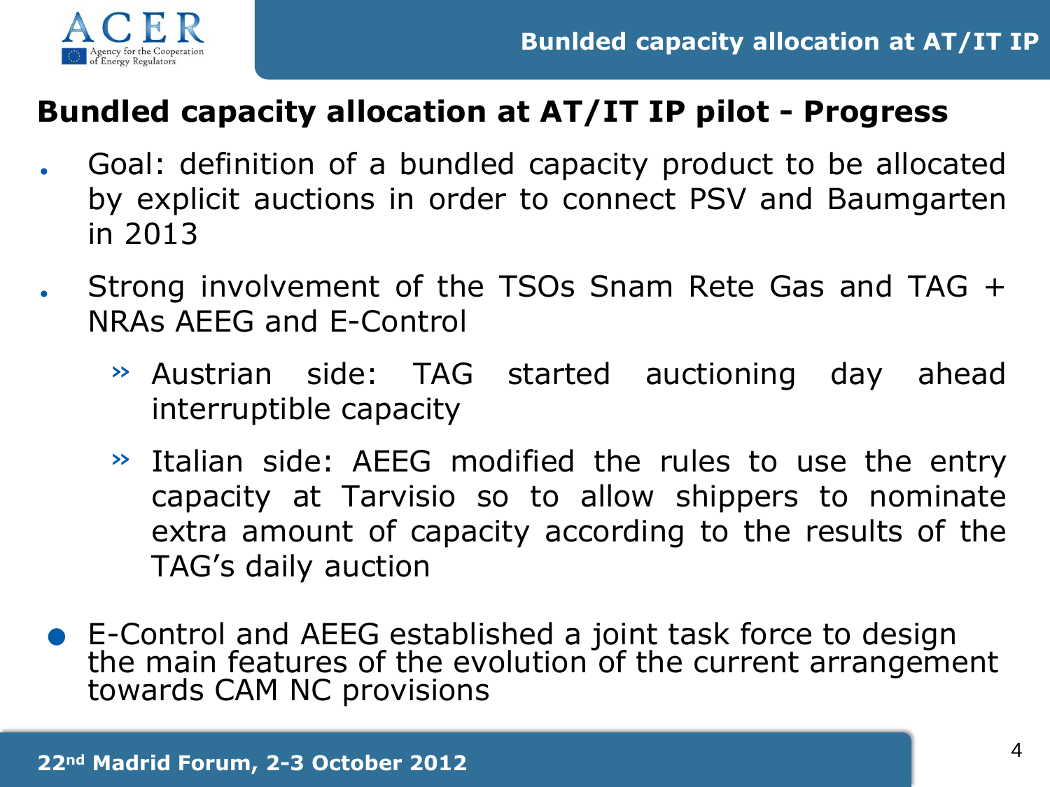## Bundled capacity allocation at AT/IT IP pilot - Progress

- Goal: definition of a bundled capacity product to be allocated by explicit auctions in order to connect PSV and Baumgarten in 2013
- Strong involvement of the TSOs Snam Rete Gas and TAG + NRAs AEEG and E-Control
  - Austrian side: TAG started auctioning day ahead interruptible capacity
  - Italian side: AEEG modified the rules to use the entry capacity at Tarvisio so to allow shippers to nominate extra amount of capacity according to the results of the TAG's daily auction
- E-Control and AEEG established a joint task force to design the main features of the evolution of the current arrangement towards CAM NC provisions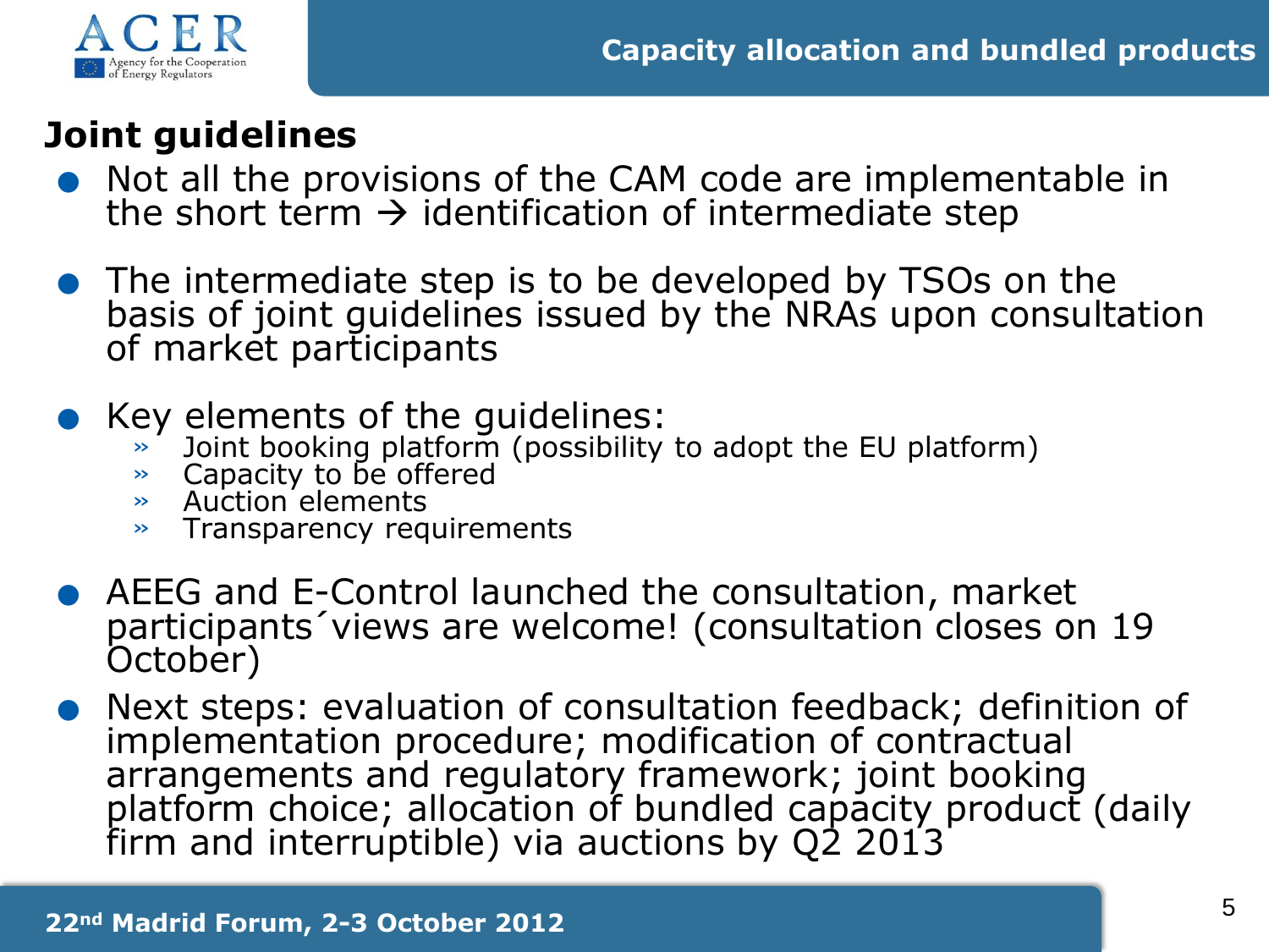## Capacity allocation and bundled products

### Joint guidelines

- Not all the provisions of the CAM code are implementable in the short term → identification of intermediate step
- The intermediate step is to be developed by TSOs on the basis of joint guidelines issued by the NRAs upon consultation of market participants
- Key elements of the guidelines:
  - Joint booking platform (possibility to adopt the EU platform)
  - Capacity to be offered
  - Auction elements
  - Transparency requirements
- AEEG and E-Control launched the consultation, market participants´views are welcome! (consultation closes on 19 October)
- Next steps: evaluation of consultation feedback; definition of implementation procedure; modification of contractual arrangements and regulatory framework; joint booking platform choice; allocation of bundled capacity product (daily firm and interruptible) via auctions by Q2 2013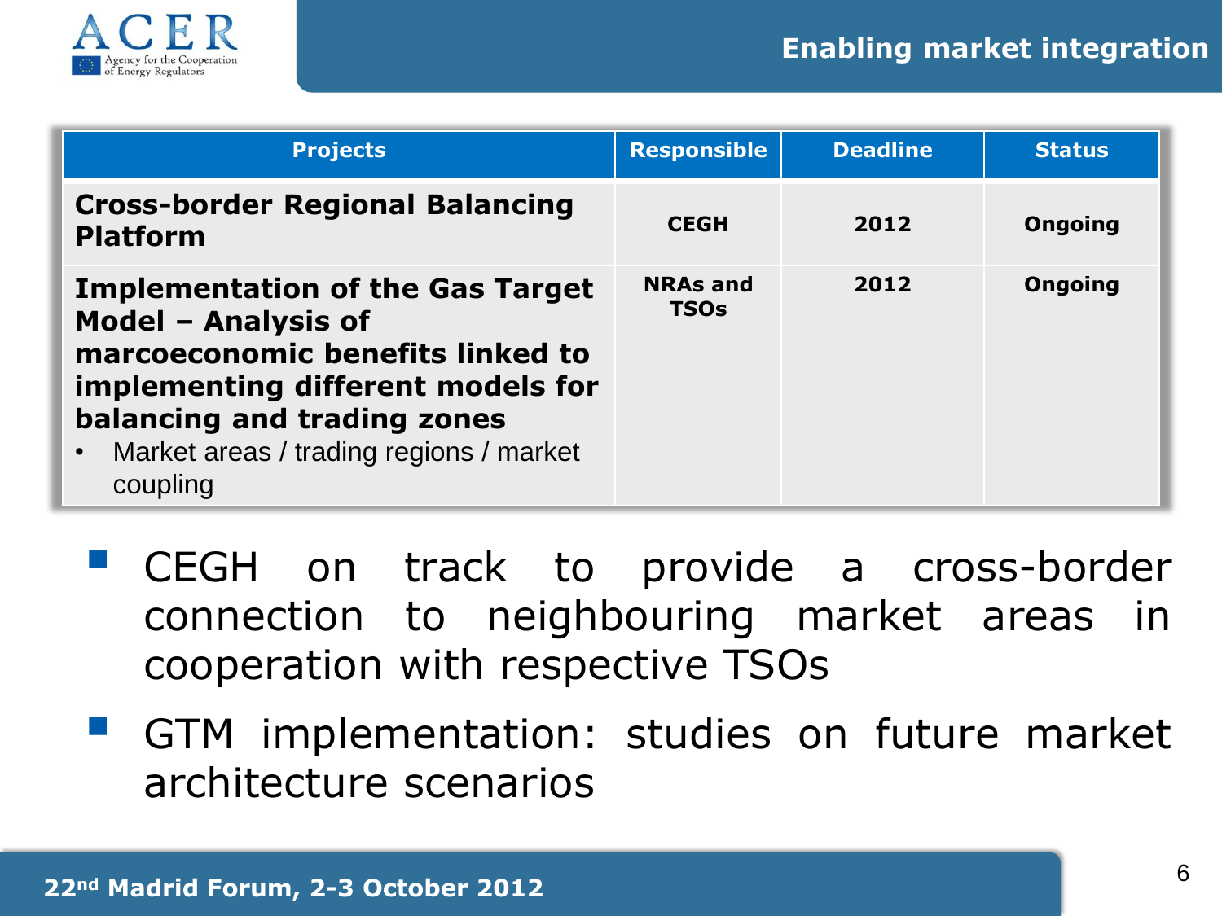## Enabling market integration

| Projects | Responsible | Deadline | Status |
|---|---|---|---|
| **Cross-border Regional Balancing Platform** | **CEGH** | **2012** | **Ongoing** |
| **Implementation of the Gas Target Model – Analysis of marcoeconomic benefits linked to implementing different models for balancing and trading zones** <br> • Market areas / trading regions / market coupling | **NRAs and TSOs** | **2012** | **Ongoing** |

- CEGH on track to provide a cross-border connection to neighbouring market areas in cooperation with respective TSOs
- GTM implementation: studies on future market architecture scenarios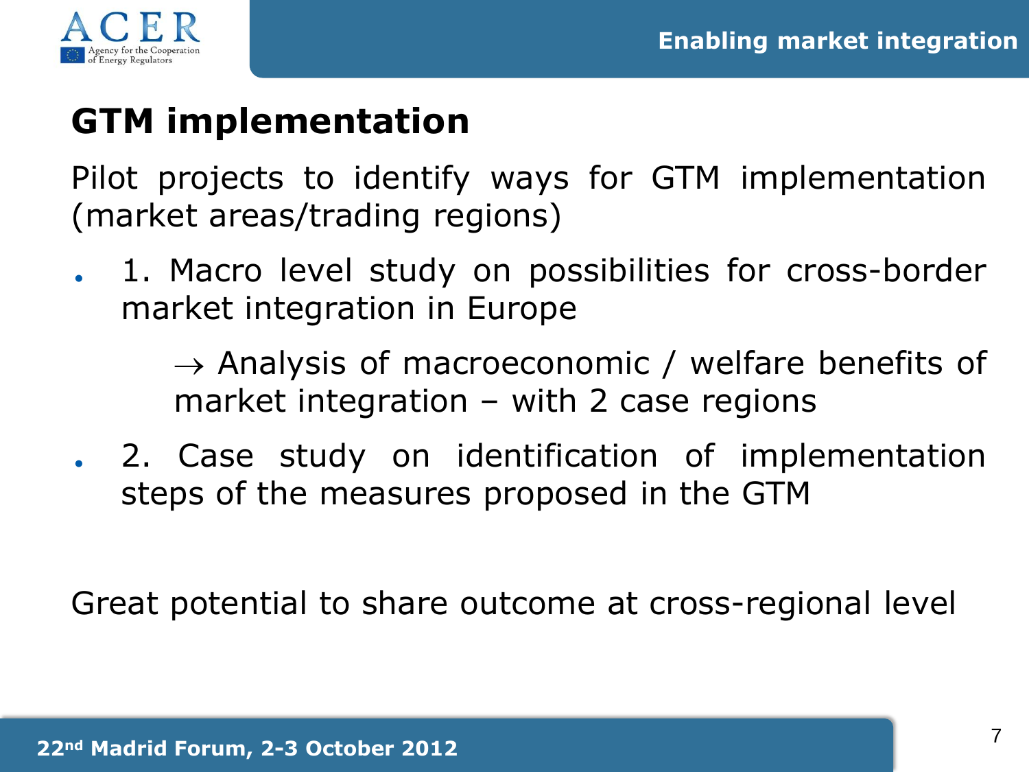## GTM implementation

Pilot projects to identify ways for GTM implementation (market areas/trading regions)

- 1. Macro level study on possibilities for cross-border market integration in Europe

  → Analysis of macroeconomic / welfare benefits of market integration – with 2 case regions

- 2. Case study on identification of implementation steps of the measures proposed in the GTM

Great potential to share outcome at cross-regional level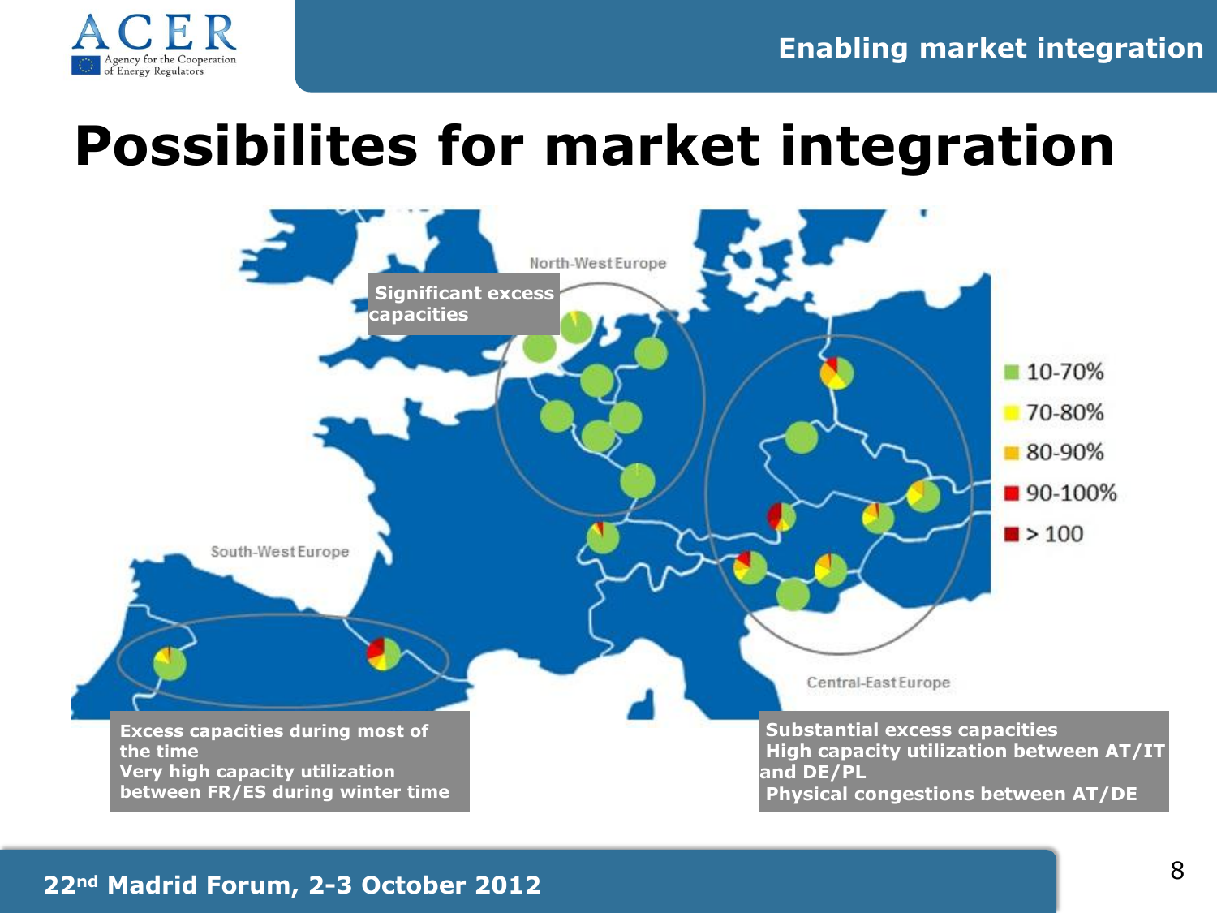# Possibilites for market integration

North-West Europe

**Significant excess capacities**

South-West Europe

Central-East Europe

- 10-70%
- 70-80%
- 80-90%
- 90-100%
- > 100

**Excess capacities during most of the time**
**Very high capacity utilization between FR/ES during winter time**

**Substantial excess capacities**
**High capacity utilization between AT/IT and DE/PL**
**Physical congestions between AT/DE**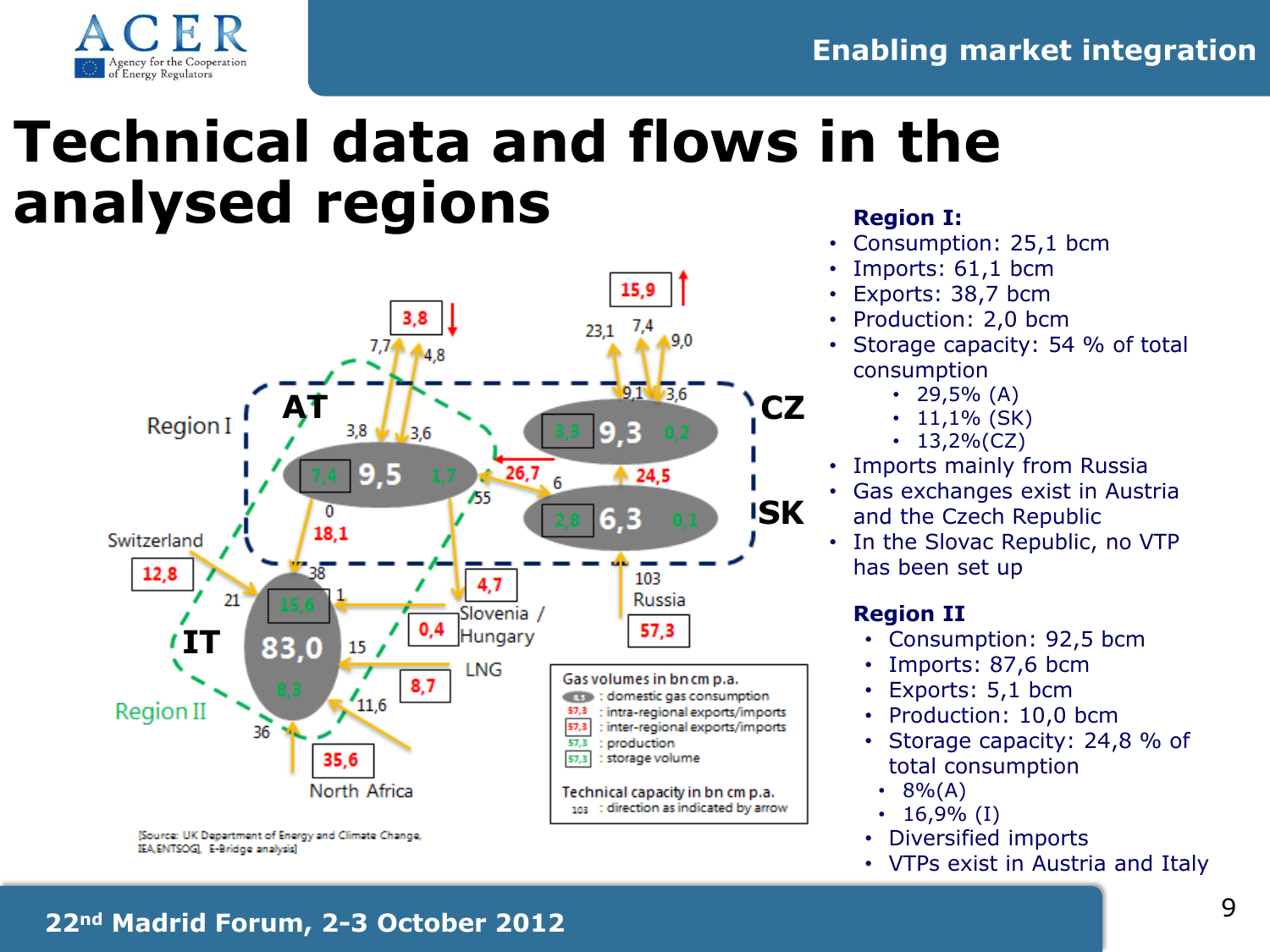# Technical data and flows in the analysed regions

[Source: UK Department of Energy and Climate Change, IEA, ENTSOG, E-Bridge analysis]

**Region I:**

- Consumption: 25,1 bcm
- Imports: 61,1 bcm
- Exports: 38,7 bcm
- Production: 2,0 bcm
- Storage capacity: 54 % of total consumption
  - 29,5% (A)
  - 11,1% (SK)
  - 13,2%(CZ)
- Imports mainly from Russia
- Gas exchanges exist in Austria and the Czech Republic
- In the Slovac Republic, no VTP has been set up

**Region II**

- Consumption: 92,5 bcm
- Imports: 87,6 bcm
- Exports: 5,1 bcm
- Production: 10,0 bcm
- Storage capacity: 24,8 % of total consumption
  - 8%(A)
  - 16,9% (I)
- Diversified imports
- VTPs exist in Austria and Italy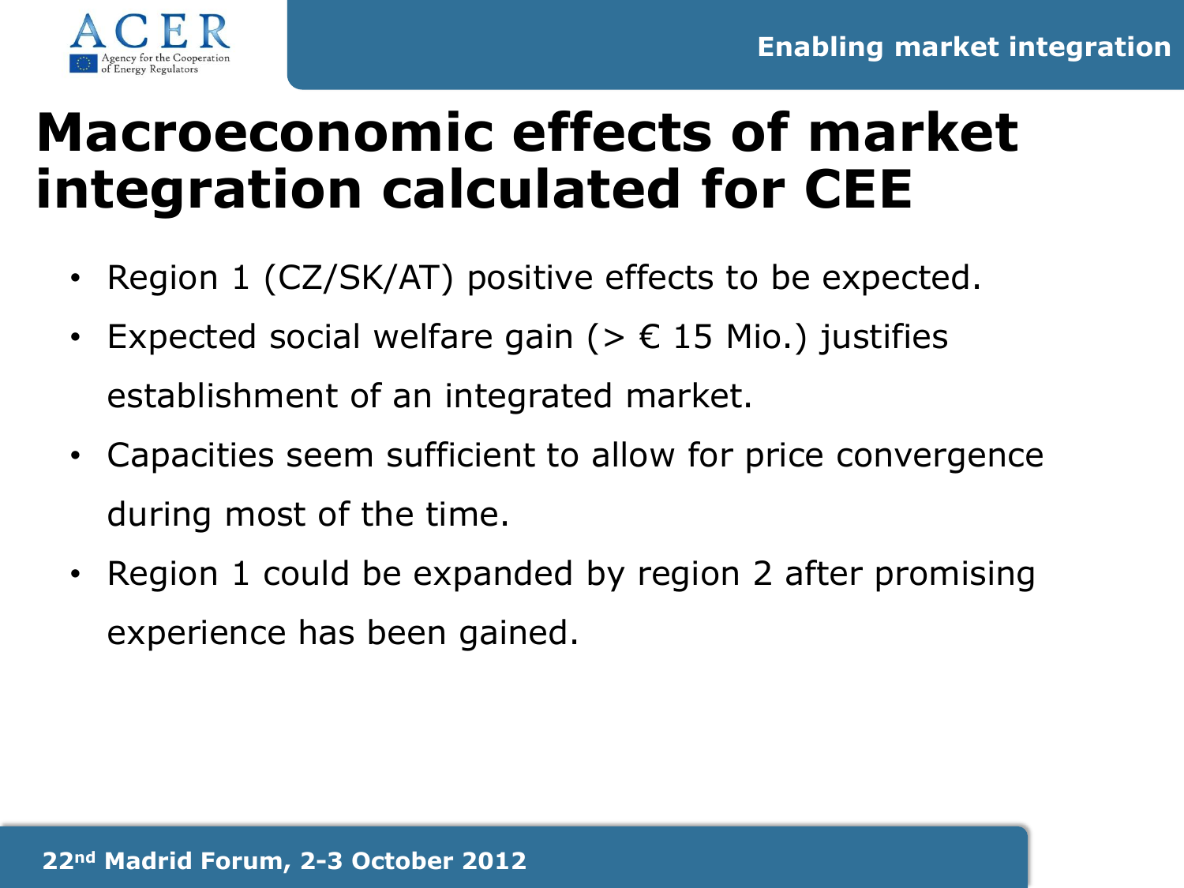# Macroeconomic effects of market integration calculated for CEE

- Region 1 (CZ/SK/AT) positive effects to be expected.
- Expected social welfare gain (> € 15 Mio.) justifies establishment of an integrated market.
- Capacities seem sufficient to allow for price convergence during most of the time.
- Region 1 could be expanded by region 2 after promising experience has been gained.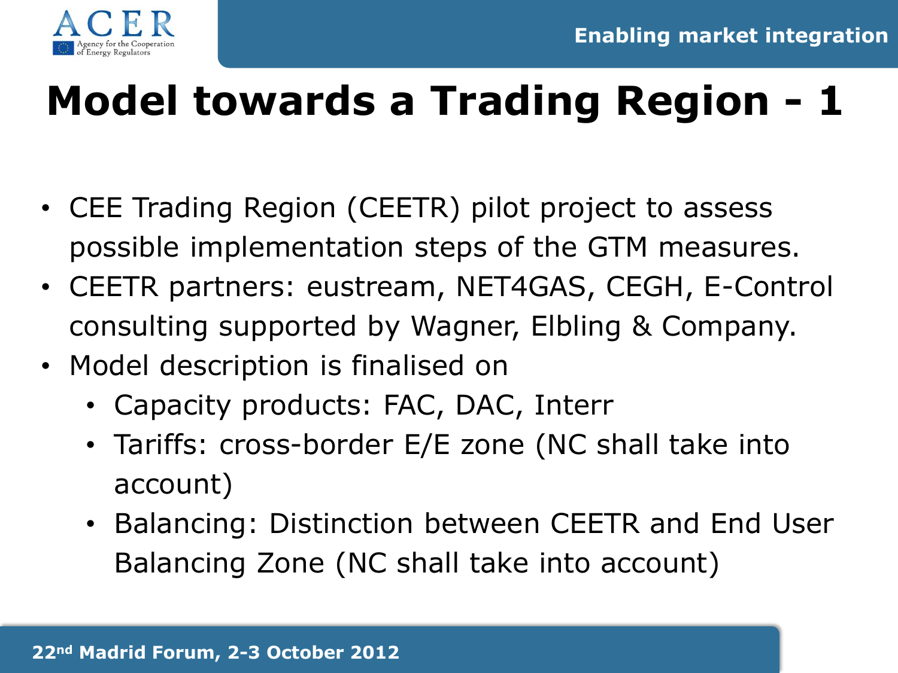# Model towards a Trading Region - 1

- CEE Trading Region (CEETR) pilot project to assess possible implementation steps of the GTM measures.
- CEETR partners: eustream, NET4GAS, CEGH, E-Control consulting supported by Wagner, Elbling & Company.
- Model description is finalised on
  - Capacity products: FAC, DAC, Interr
  - Tariffs: cross-border E/E zone (NC shall take into account)
  - Balancing: Distinction between CEETR and End User Balancing Zone (NC shall take into account)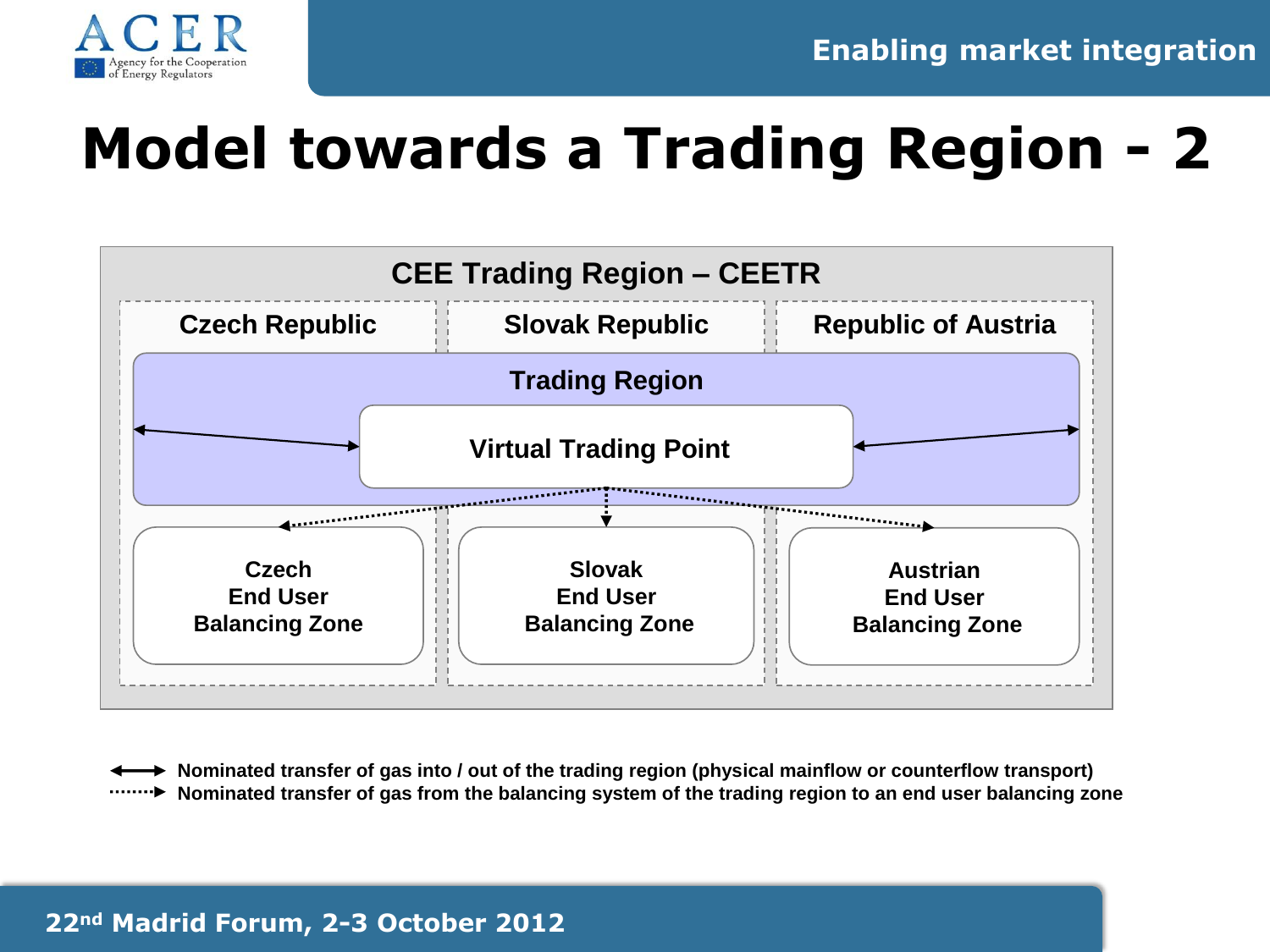# Model towards a Trading Region - 2

**CEE Trading Region – CEETR**

| Czech Republic | Slovak Republic | Republic of Austria |
| --- | --- | --- |

**Trading Region**

**Virtual Trading Point**

| Czech End User Balancing Zone | Slovak End User Balancing Zone | Austrian End User Balancing Zone |
| --- | --- | --- |

**Nominated transfer of gas into / out of the trading region (physical mainflow or counterflow transport)**

**Nominated transfer of gas from the balancing system of the trading region to an end user balancing zone**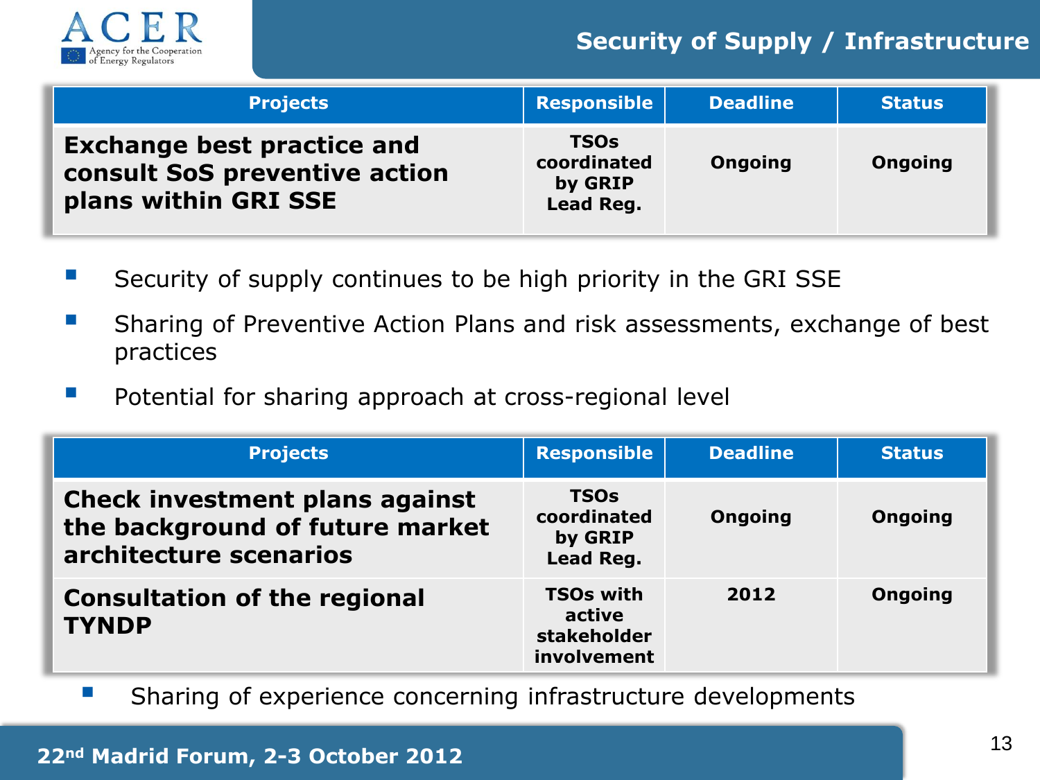## Security of Supply / Infrastructure

| Projects | Responsible | Deadline | Status |
|---|---|---|---|
| **Exchange best practice and consult SoS preventive action plans within GRI SSE** | TSOs coordinated by GRIP Lead Reg. | Ongoing | Ongoing |

- Security of supply continues to be high priority in the GRI SSE
- Sharing of Preventive Action Plans and risk assessments, exchange of best practices
- Potential for sharing approach at cross-regional level

| Projects | Responsible | Deadline | Status |
|---|---|---|---|
| **Check investment plans against the background of future market architecture scenarios** | TSOs coordinated by GRIP Lead Reg. | Ongoing | Ongoing |
| **Consultation of the regional TYNDP** | TSOs with active stakeholder involvement | 2012 | Ongoing |

- Sharing of experience concerning infrastructure developments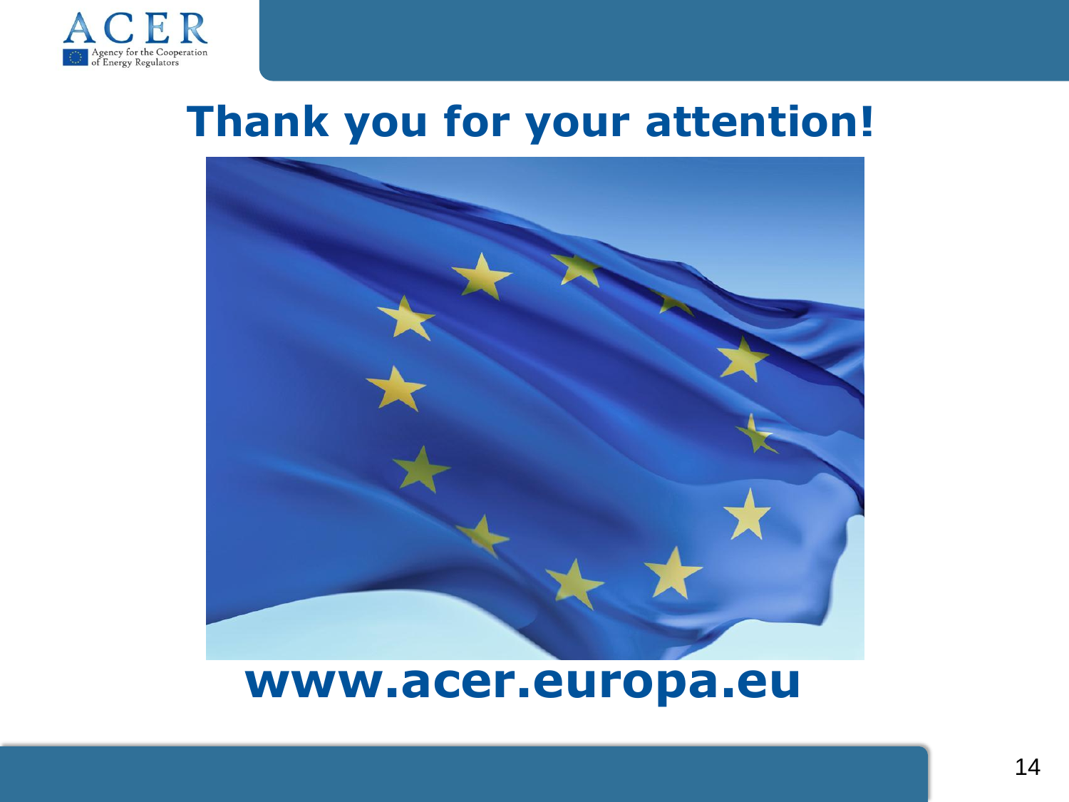# Thank you for your attention!

**www.acer.europa.eu**